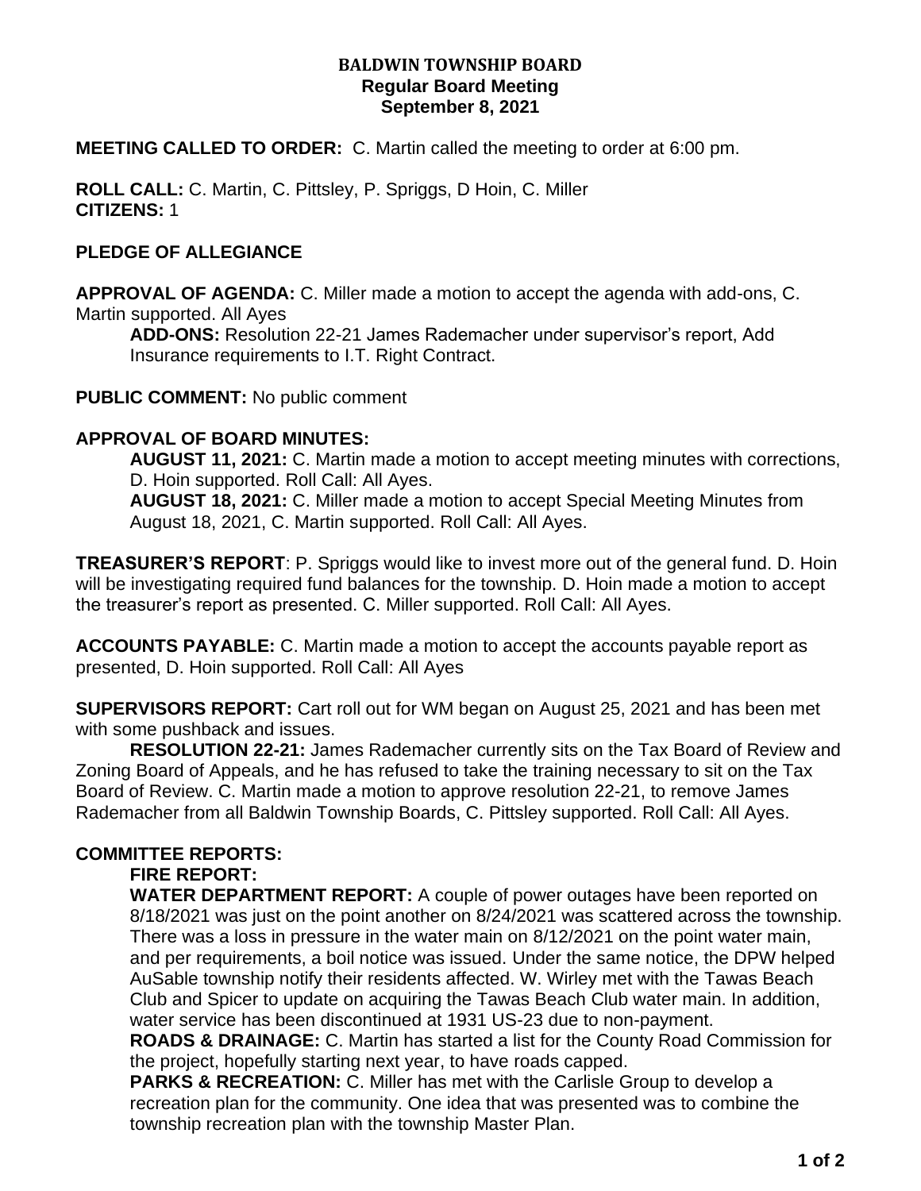# BALDWIN TOWNSHIP BOARD
## Regular Board Meeting
## September 8, 2021

**MEETING CALLED TO ORDER:** C. Martin called the meeting to order at 6:00 pm.

**ROLL CALL:** C. Martin, C. Pittsley, P. Spriggs, D Hoin, C. Miller
**CITIZENS:** 1

**PLEDGE OF ALLEGIANCE**

**APPROVAL OF AGENDA:** C. Miller made a motion to accept the agenda with add-ons, C. Martin supported. All Ayes

**ADD-ONS:** Resolution 22-21 James Rademacher under supervisor's report, Add Insurance requirements to I.T. Right Contract.

**PUBLIC COMMENT:** No public comment

**APPROVAL OF BOARD MINUTES:**

**AUGUST 11, 2021:** C. Martin made a motion to accept meeting minutes with corrections, D. Hoin supported. Roll Call: All Ayes.

**AUGUST 18, 2021:** C. Miller made a motion to accept Special Meeting Minutes from August 18, 2021, C. Martin supported. Roll Call: All Ayes.

**TREASURER'S REPORT**: P. Spriggs would like to invest more out of the general fund. D. Hoin will be investigating required fund balances for the township. D. Hoin made a motion to accept the treasurer's report as presented. C. Miller supported. Roll Call: All Ayes.

**ACCOUNTS PAYABLE:** C. Martin made a motion to accept the accounts payable report as presented, D. Hoin supported. Roll Call: All Ayes

**SUPERVISORS REPORT:** Cart roll out for WM began on August 25, 2021 and has been met with some pushback and issues.

**RESOLUTION 22-21:** James Rademacher currently sits on the Tax Board of Review and Zoning Board of Appeals, and he has refused to take the training necessary to sit on the Tax Board of Review. C. Martin made a motion to approve resolution 22-21, to remove James Rademacher from all Baldwin Township Boards, C. Pittsley supported. Roll Call: All Ayes.

**COMMITTEE REPORTS:**

**FIRE REPORT:**

**WATER DEPARTMENT REPORT:** A couple of power outages have been reported on 8/18/2021 was just on the point another on 8/24/2021 was scattered across the township. There was a loss in pressure in the water main on 8/12/2021 on the point water main, and per requirements, a boil notice was issued. Under the same notice, the DPW helped AuSable township notify their residents affected. W. Wirley met with the Tawas Beach Club and Spicer to update on acquiring the Tawas Beach Club water main. In addition, water service has been discontinued at 1931 US-23 due to non-payment.

**ROADS & DRAINAGE:** C. Martin has started a list for the County Road Commission for the project, hopefully starting next year, to have roads capped.

**PARKS & RECREATION:** C. Miller has met with the Carlisle Group to develop a recreation plan for the community. One idea that was presented was to combine the township recreation plan with the township Master Plan.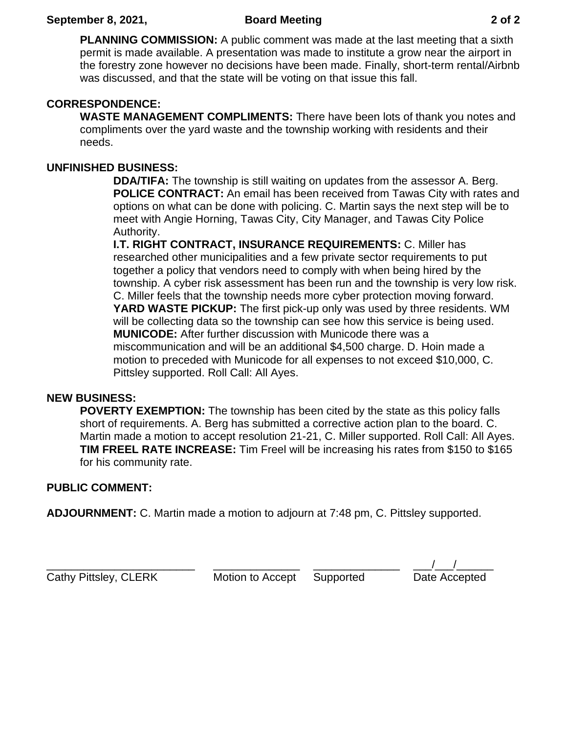**PLANNING COMMISSION:** A public comment was made at the last meeting that a sixth permit is made available. A presentation was made to institute a grow near the airport in the forestry zone however no decisions have been made. Finally, short-term rental/Airbnb was discussed, and that the state will be voting on that issue this fall.

**CORRESPONDENCE:**

**WASTE MANAGEMENT COMPLIMENTS:** There have been lots of thank you notes and compliments over the yard waste and the township working with residents and their needs.

**UNFINISHED BUSINESS:**

**DDA/TIFA:** The township is still waiting on updates from the assessor A. Berg.

**POLICE CONTRACT:** An email has been received from Tawas City with rates and options on what can be done with policing. C. Martin says the next step will be to meet with Angie Horning, Tawas City, City Manager, and Tawas City Police Authority.

**I.T. RIGHT CONTRACT, INSURANCE REQUIREMENTS:** C. Miller has researched other municipalities and a few private sector requirements to put together a policy that vendors need to comply with when being hired by the township. A cyber risk assessment has been run and the township is very low risk. C. Miller feels that the township needs more cyber protection moving forward.

**YARD WASTE PICKUP:** The first pick-up only was used by three residents. WM will be collecting data so the township can see how this service is being used.

**MUNICODE:** After further discussion with Municode there was a miscommunication and will be an additional $4,500 charge. D. Hoin made a motion to preceded with Municode for all expenses to not exceed $10,000, C. Pittsley supported. Roll Call: All Ayes.

**NEW BUSINESS:**

**POVERTY EXEMPTION:** The township has been cited by the state as this policy falls short of requirements. A. Berg has submitted a corrective action plan to the board. C. Martin made a motion to accept resolution 21-21, C. Miller supported. Roll Call: All Ayes.

**TIM FREEL RATE INCREASE:** Tim Freel will be increasing his rates from $150 to $165 for his community rate.

**PUBLIC COMMENT:**

**ADJOURNMENT:** C. Martin made a motion to adjourn at 7:48 pm, C. Pittsley supported.

| | | | |
|---|---|---|---|
| ______________________ | ____________ | ____________ | ___/___/_____ |
| Cathy Pittsley, CLERK | Motion to Accept | Supported | Date Accepted |